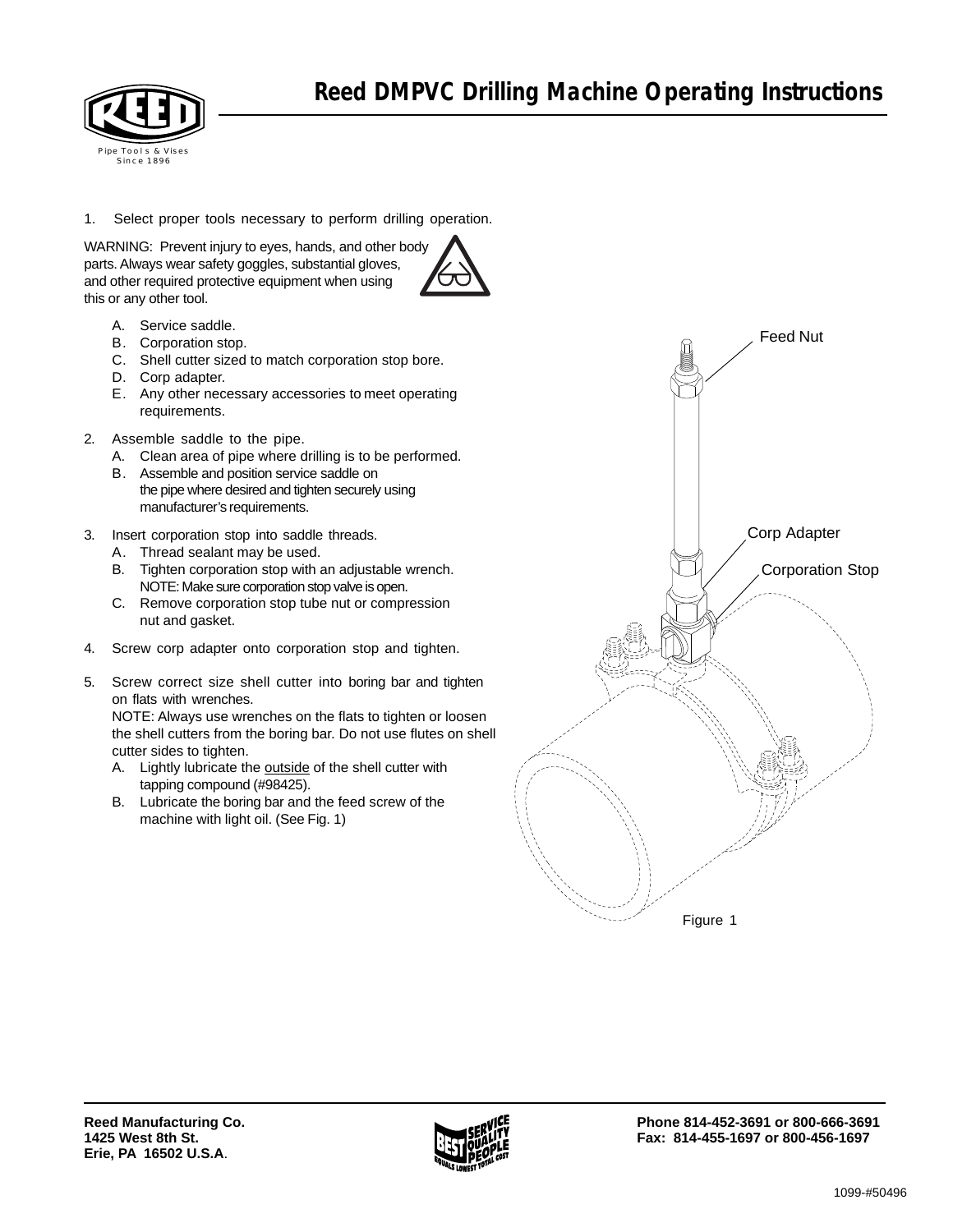# Reed DMPVC Drilling Machine Operating Instructions

1. Select proper tools necessary to perform drilling operation.

WARNING: Prevent injury to eyes, hands, and other body parts. Always wear safety goggles, substantial gloves, and other required protective equipment when using this or any other tool.

   A. Service saddle.
   B. Corporation stop.
   C. Shell cutter sized to match corporation stop bore.
   D. Corp adapter.
   E. Any other necessary accessories to meet operating requirements.

2. Assemble saddle to the pipe.
   A. Clean area of pipe where drilling is to be performed.
   B. Assemble and position service saddle on the pipe where desired and tighten securely using manufacturer's requirements.

3. Insert corporation stop into saddle threads.
   A. Thread sealant may be used.
   B. Tighten corporation stop with an adjustable wrench. NOTE: Make sure corporation stop valve is open.
   C. Remove corporation stop tube nut or compression nut and gasket.

4. Screw corp adapter onto corporation stop and tighten.

5. Screw correct size shell cutter into boring bar and tighten on flats with wrenches.
   NOTE: Always use wrenches on the flats to tighten or loosen the shell cutters from the boring bar. Do not use flutes on shell cutter sides to tighten.
   A. Lightly lubricate the <u>outside</u> of the shell cutter with tapping compound (#98425).
   B. Lubricate the boring bar and the feed screw of the machine with light oil. (See Fig. 1)

Feed Nut

Corp Adapter

Corporation Stop

Figure 1

**Reed Manufacturing Co.**
**1425 West 8th St.**
**Erie, PA 16502 U.S.A.**

**Phone 814-452-3691 or 800-666-3691**
**Fax: 814-455-1697 or 800-456-1697**

1099-#50496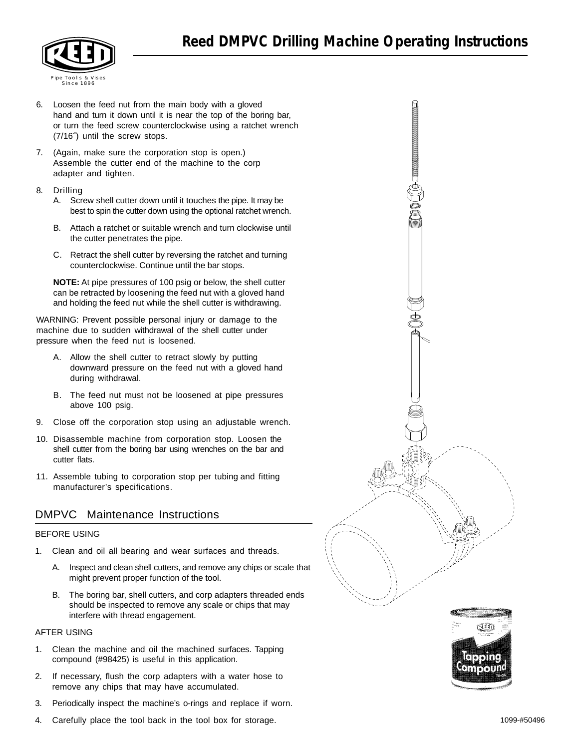# Reed DMPVC Drilling Machine Operating Instructions

6. Loosen the feed nut from the main body with a gloved hand and turn it down until it is near the top of the boring bar, or turn the feed screw counterclockwise using a ratchet wrench (7/16˝) until the screw stops.

7. (Again, make sure the corporation stop is open.) Assemble the cutter end of the machine to the corp adapter and tighten.

8. Drilling
   A. Screw shell cutter down until it touches the pipe. It may be best to spin the cutter down using the optional ratchet wrench.

   B. Attach a ratchet or suitable wrench and turn clockwise until the cutter penetrates the pipe.

   C. Retract the shell cutter by reversing the ratchet and turning counterclockwise. Continue until the bar stops.

   **NOTE:** At pipe pressures of 100 psig or below, the shell cutter can be retracted by loosening the feed nut with a gloved hand and holding the feed nut while the shell cutter is withdrawing.

WARNING: Prevent possible personal injury or damage to the machine due to sudden withdrawal of the shell cutter under pressure when the feed nut is loosened.

   A. Allow the shell cutter to retract slowly by putting downward pressure on the feed nut with a gloved hand during withdrawal.

   B. The feed nut must not be loosened at pipe pressures above 100 psig.

9. Close off the corporation stop using an adjustable wrench.

10. Disassemble machine from corporation stop. Loosen the shell cutter from the boring bar using wrenches on the bar and cutter flats.

11. Assemble tubing to corporation stop per tubing and fitting manufacturer's specifications.

## DMPVC Maintenance Instructions

BEFORE USING

1. Clean and oil all bearing and wear surfaces and threads.

   A. Inspect and clean shell cutters, and remove any chips or scale that might prevent proper function of the tool.

   B. The boring bar, shell cutters, and corp adapters threaded ends should be inspected to remove any scale or chips that may interfere with thread engagement.

AFTER USING

1. Clean the machine and oil the machined surfaces. Tapping compound (#98425) is useful in this application.

2. If necessary, flush the corp adapters with a water hose to remove any chips that may have accumulated.

3. Periodically inspect the machine's o-rings and replace if worn.

4. Carefully place the tool back in the tool box for storage.

1099-#50496